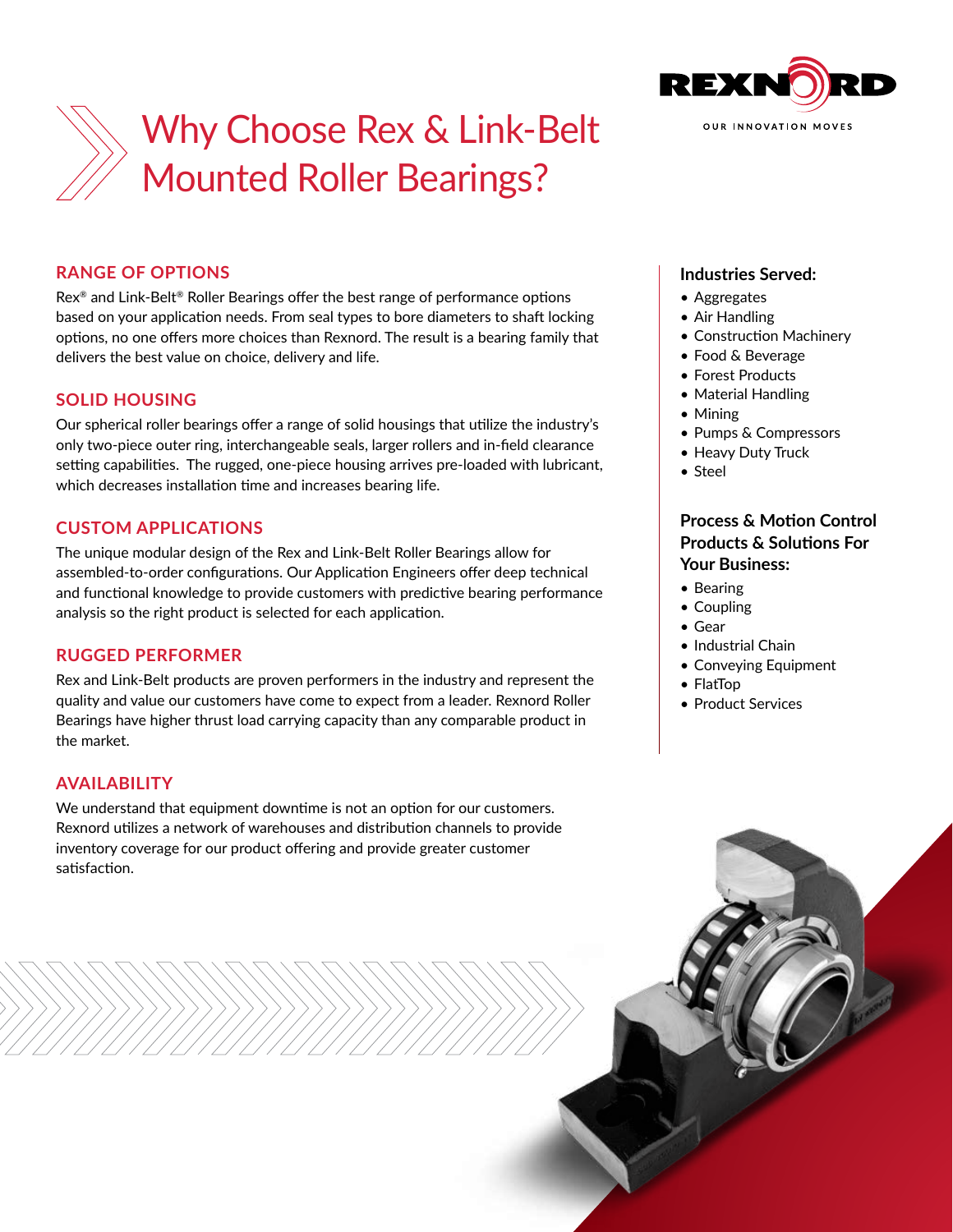REXNORD

OUR INNOVATION MOVES

# Why Choose Rex & Link-Belt Mounted Roller Bearings?

## RANGE OF OPTIONS

Rex® and Link-Belt® Roller Bearings offer the best range of performance options based on your application needs. From seal types to bore diameters to shaft locking options, no one offers more choices than Rexnord. The result is a bearing family that delivers the best value on choice, delivery and life.

## SOLID HOUSING

Our spherical roller bearings offer a range of solid housings that utilize the industry's only two-piece outer ring, interchangeable seals, larger rollers and in-field clearance setting capabilities. The rugged, one-piece housing arrives pre-loaded with lubricant, which decreases installation time and increases bearing life.

## CUSTOM APPLICATIONS

The unique modular design of the Rex and Link-Belt Roller Bearings allow for assembled-to-order configurations. Our Application Engineers offer deep technical and functional knowledge to provide customers with predictive bearing performance analysis so the right product is selected for each application.

## RUGGED PERFORMER

Rex and Link-Belt products are proven performers in the industry and represent the quality and value our customers have come to expect from a leader. Rexnord Roller Bearings have higher thrust load carrying capacity than any comparable product in the market.

## AVAILABILITY

We understand that equipment downtime is not an option for our customers. Rexnord utilizes a network of warehouses and distribution channels to provide inventory coverage for our product offering and provide greater customer satisfaction.

### Industries Served:

- Aggregates
- Air Handling
- Construction Machinery
- Food & Beverage
- Forest Products
- Material Handling
- Mining
- Pumps & Compressors
- Heavy Duty Truck
- Steel

### Process & Motion Control Products & Solutions For Your Business:

- Bearing
- Coupling
- Gear
- Industrial Chain
- Conveying Equipment
- FlatTop
- Product Services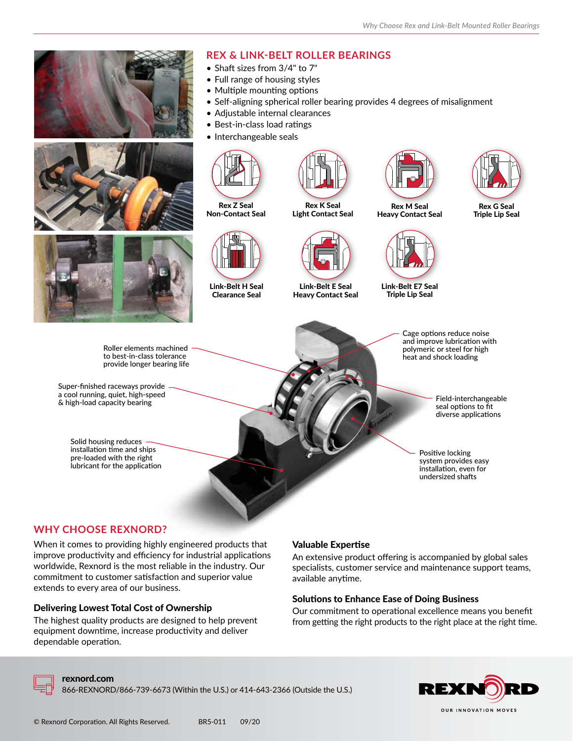## REX & LINK-BELT ROLLER BEARINGS

- Shaft sizes from 3/4" to 7"
- Full range of housing styles
- Multiple mounting options
- Self-aligning spherical roller bearing provides 4 degrees of misalignment
- Adjustable internal clearances
- Best-in-class load ratings
- Interchangeable seals

**Rex Z Seal**
**Non-Contact Seal**

**Rex K Seal**
**Light Contact Seal**

**Rex M Seal**
**Heavy Contact Seal**

**Rex G Seal**
**Triple Lip Seal**

**Link-Belt H Seal**
**Clearance Seal**

**Link-Belt E Seal**
**Heavy Contact Seal**

**Link-Belt E7 Seal**
**Triple Lip Seal**

Roller elements machined to best-in-class tolerance provide longer bearing life

Super-finished raceways provide a cool running, quiet, high-speed & high-load capacity bearing

Solid housing reduces installation time and ships pre-loaded with the right lubricant for the application

Cage options reduce noise and improve lubrication with polymeric or steel for high heat and shock loading

Field-interchangeable seal options to fit diverse applications

Positive locking system provides easy installation, even for undersized shafts

## WHY CHOOSE REXNORD?

When it comes to providing highly engineered products that improve productivity and efficiency for industrial applications worldwide, Rexnord is the most reliable in the industry. Our commitment to customer satisfaction and superior value extends to every area of our business.

### Delivering Lowest Total Cost of Ownership

The highest quality products are designed to help prevent equipment downtime, increase productivity and deliver dependable operation.

### Valuable Expertise

An extensive product offering is accompanied by global sales specialists, customer service and maintenance support teams, available anytime.

### Solutions to Enhance Ease of Doing Business

Our commitment to operational excellence means you benefit from getting the right products to the right place at the right time.

**rexnord.com**
866-REXNORD/866-739-6673 (Within the U.S.) or 414-643-2366 (Outside the U.S.)

REXNORD
OUR INNOVATION MOVES

© Rexnord Corporation. All Rights Reserved. BR5-011 09/20